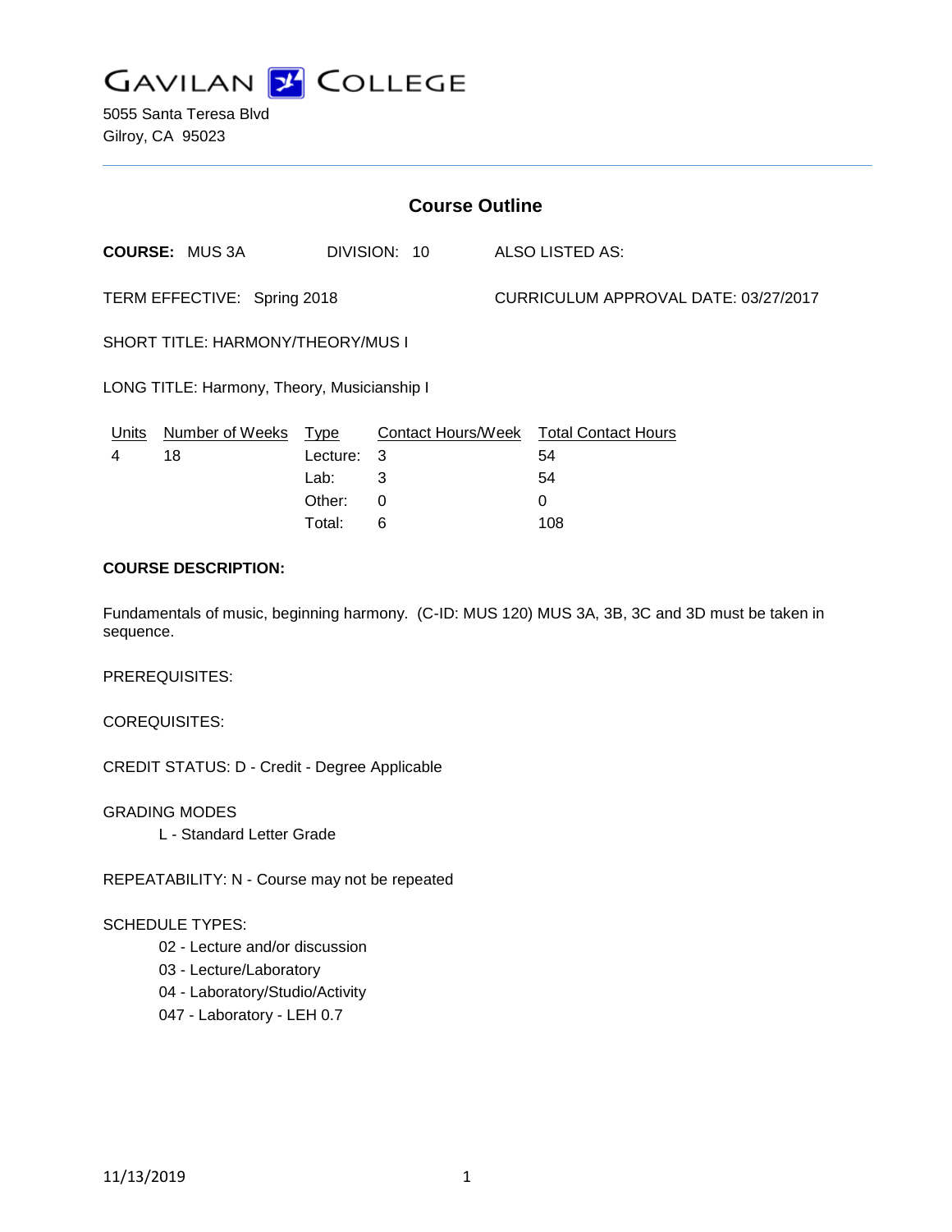# GAVILAN COLLEGE

5055 Santa Teresa Blvd
Gilroy, CA 95023

## Course Outline

**COURSE:** MUS 3A DIVISION: 10 ALSO LISTED AS:

TERM EFFECTIVE: Spring 2018 CURRICULUM APPROVAL DATE: 03/27/2017

SHORT TITLE: HARMONY/THEORY/MUS I

LONG TITLE: Harmony, Theory, Musicianship I

| Units | Number of Weeks | Type | Contact Hours/Week | Total Contact Hours |
|---|---|---|---|---|
| 4 | 18 | Lecture: | 3 | 54 |
| | | Lab: | 3 | 54 |
| | | Other: | 0 | 0 |
| | | Total: | 6 | 108 |

**COURSE DESCRIPTION:**

Fundamentals of music, beginning harmony. (C-ID: MUS 120) MUS 3A, 3B, 3C and 3D must be taken in sequence.

PREREQUISITES:

COREQUISITES:

CREDIT STATUS: D - Credit - Degree Applicable

GRADING MODES

L - Standard Letter Grade

REPEATABILITY: N - Course may not be repeated

SCHEDULE TYPES:

02 - Lecture and/or discussion
03 - Lecture/Laboratory
04 - Laboratory/Studio/Activity
047 - Laboratory - LEH 0.7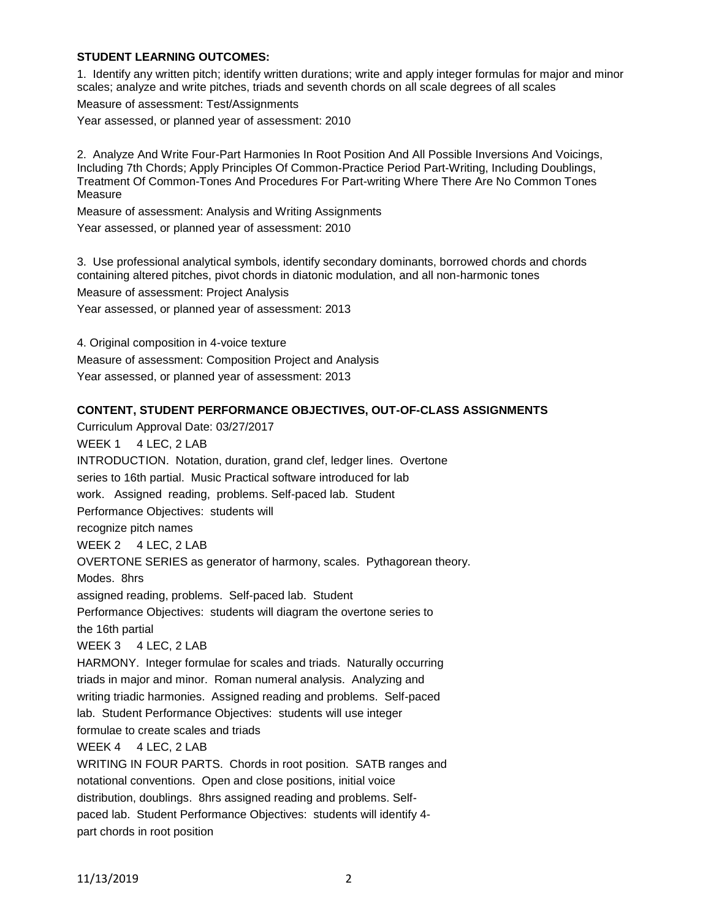**STUDENT LEARNING OUTCOMES:**

1. Identify any written pitch; identify written durations; write and apply integer formulas for major and minor scales; analyze and write pitches, triads and seventh chords on all scale degrees of all scales

Measure of assessment: Test/Assignments

Year assessed, or planned year of assessment: 2010

2. Analyze And Write Four-Part Harmonies In Root Position And All Possible Inversions And Voicings, Including 7th Chords; Apply Principles Of Common-Practice Period Part-Writing, Including Doublings, Treatment Of Common-Tones And Procedures For Part-writing Where There Are No Common Tones Measure

Measure of assessment: Analysis and Writing Assignments

Year assessed, or planned year of assessment: 2010

3. Use professional analytical symbols, identify secondary dominants, borrowed chords and chords containing altered pitches, pivot chords in diatonic modulation, and all non-harmonic tones

Measure of assessment: Project Analysis

Year assessed, or planned year of assessment: 2013

4. Original composition in 4-voice texture

Measure of assessment: Composition Project and Analysis

Year assessed, or planned year of assessment: 2013

**CONTENT, STUDENT PERFORMANCE OBJECTIVES, OUT-OF-CLASS ASSIGNMENTS**

Curriculum Approval Date: 03/27/2017

WEEK 1 4 LEC, 2 LAB

INTRODUCTION. Notation, duration, grand clef, ledger lines. Overtone series to 16th partial. Music Practical software introduced for lab work. Assigned reading, problems. Self-paced lab. Student Performance Objectives: students will recognize pitch names

WEEK 2 4 LEC, 2 LAB

OVERTONE SERIES as generator of harmony, scales. Pythagorean theory. Modes. 8hrs assigned reading, problems. Self-paced lab. Student Performance Objectives: students will diagram the overtone series to the 16th partial

WEEK 3 4 LEC, 2 LAB

HARMONY. Integer formulae for scales and triads. Naturally occurring triads in major and minor. Roman numeral analysis. Analyzing and writing triadic harmonies. Assigned reading and problems. Self-paced lab. Student Performance Objectives: students will use integer formulae to create scales and triads

WEEK 4 4 LEC, 2 LAB

WRITING IN FOUR PARTS. Chords in root position. SATB ranges and notational conventions. Open and close positions, initial voice distribution, doublings. 8hrs assigned reading and problems. Self-paced lab. Student Performance Objectives: students will identify 4-part chords in root position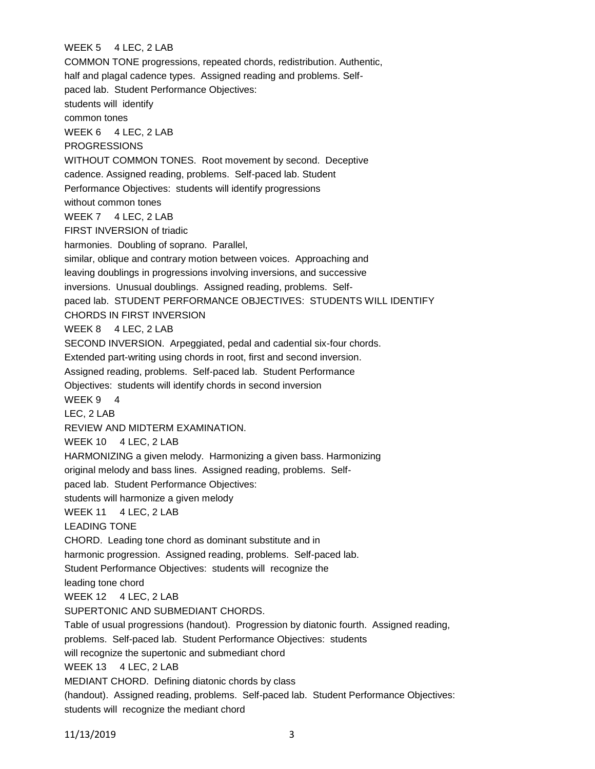WEEK 5 4 LEC, 2 LAB

COMMON TONE progressions, repeated chords, redistribution. Authentic, half and plagal cadence types. Assigned reading and problems. Self-paced lab. Student Performance Objectives: students will identify common tones

WEEK 6 4 LEC, 2 LAB

PROGRESSIONS WITHOUT COMMON TONES. Root movement by second. Deceptive cadence. Assigned reading, problems. Self-paced lab. Student Performance Objectives: students will identify progressions without common tones

WEEK 7 4 LEC, 2 LAB

FIRST INVERSION of triadic harmonies. Doubling of soprano. Parallel, similar, oblique and contrary motion between voices. Approaching and leaving doublings in progressions involving inversions, and successive inversions. Unusual doublings. Assigned reading, problems. Self-paced lab. STUDENT PERFORMANCE OBJECTIVES: STUDENTS WILL IDENTIFY CHORDS IN FIRST INVERSION

WEEK 8 4 LEC, 2 LAB

SECOND INVERSION. Arpeggiated, pedal and cadential six-four chords. Extended part-writing using chords in root, first and second inversion. Assigned reading, problems. Self-paced lab. Student Performance Objectives: students will identify chords in second inversion

WEEK 9 4 LEC, 2 LAB

REVIEW AND MIDTERM EXAMINATION.

WEEK 10 4 LEC, 2 LAB

HARMONIZING a given melody. Harmonizing a given bass. Harmonizing original melody and bass lines. Assigned reading, problems. Self-paced lab. Student Performance Objectives: students will harmonize a given melody

WEEK 11 4 LEC, 2 LAB

LEADING TONE CHORD. Leading tone chord as dominant substitute and in harmonic progression. Assigned reading, problems. Self-paced lab. Student Performance Objectives: students will recognize the leading tone chord

WEEK 12 4 LEC, 2 LAB

SUPERTONIC AND SUBMEDIANT CHORDS. Table of usual progressions (handout). Progression by diatonic fourth. Assigned reading, problems. Self-paced lab. Student Performance Objectives: students will recognize the supertonic and submediant chord

WEEK 13 4 LEC, 2 LAB

MEDIANT CHORD. Defining diatonic chords by class (handout). Assigned reading, problems. Self-paced lab. Student Performance Objectives: students will recognize the mediant chord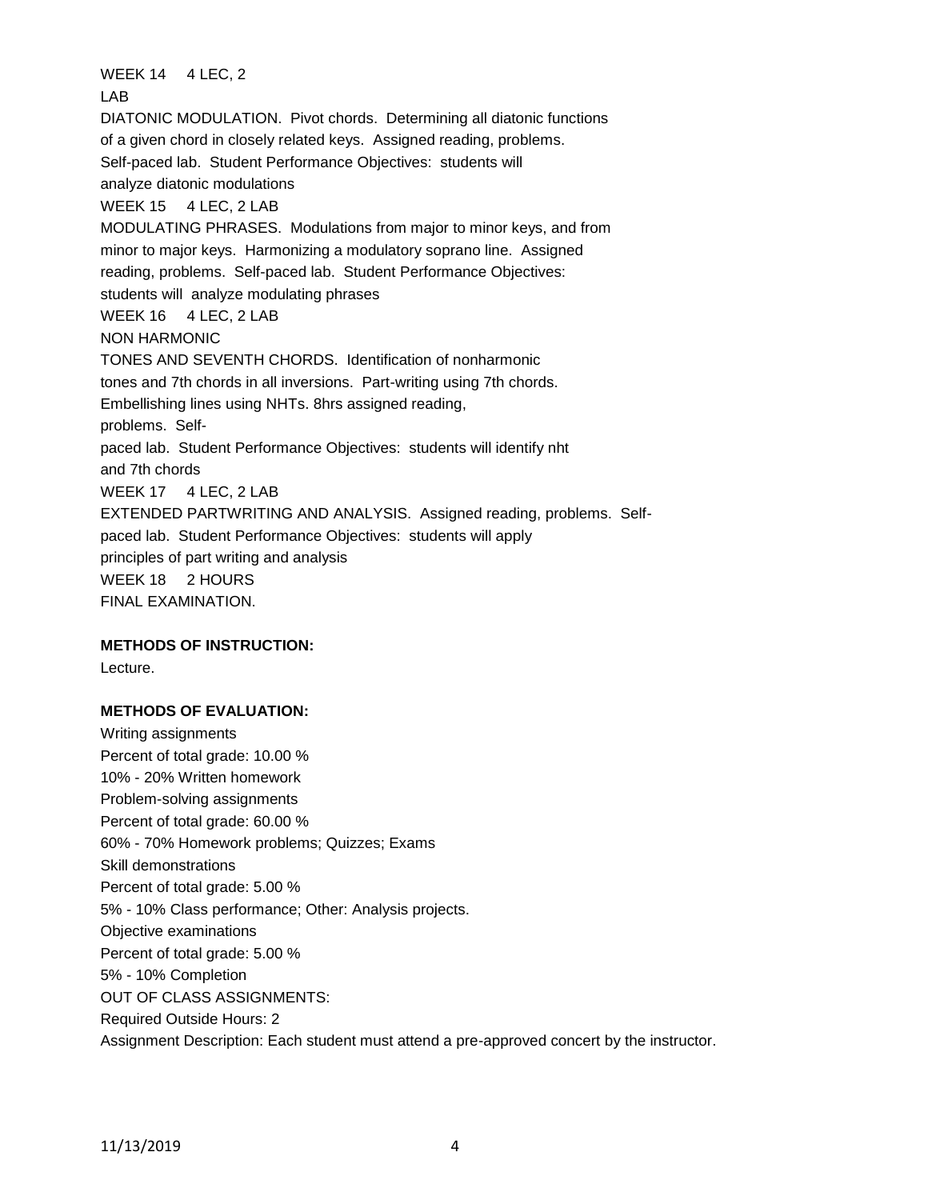WEEK 14 4 LEC, 2 LAB

DIATONIC MODULATION. Pivot chords. Determining all diatonic functions of a given chord in closely related keys. Assigned reading, problems. Self-paced lab. Student Performance Objectives: students will analyze diatonic modulations

WEEK 15 4 LEC, 2 LAB

MODULATING PHRASES. Modulations from major to minor keys, and from minor to major keys. Harmonizing a modulatory soprano line. Assigned reading, problems. Self-paced lab. Student Performance Objectives: students will analyze modulating phrases

WEEK 16 4 LEC, 2 LAB

NON HARMONIC TONES AND SEVENTH CHORDS. Identification of nonharmonic tones and 7th chords in all inversions. Part-writing using 7th chords. Embellishing lines using NHTs. 8hrs assigned reading, problems. Self-paced lab. Student Performance Objectives: students will identify nht and 7th chords

WEEK 17 4 LEC, 2 LAB

EXTENDED PARTWRITING AND ANALYSIS. Assigned reading, problems. Self-paced lab. Student Performance Objectives: students will apply principles of part writing and analysis

WEEK 18 2 HOURS

FINAL EXAMINATION.

**METHODS OF INSTRUCTION:**

Lecture.

**METHODS OF EVALUATION:**

Writing assignments
Percent of total grade: 10.00 %
10% - 20% Written homework
Problem-solving assignments
Percent of total grade: 60.00 %
60% - 70% Homework problems; Quizzes; Exams
Skill demonstrations
Percent of total grade: 5.00 %
5% - 10% Class performance; Other: Analysis projects.
Objective examinations
Percent of total grade: 5.00 %
5% - 10% Completion
OUT OF CLASS ASSIGNMENTS:
Required Outside Hours: 2
Assignment Description: Each student must attend a pre-approved concert by the instructor.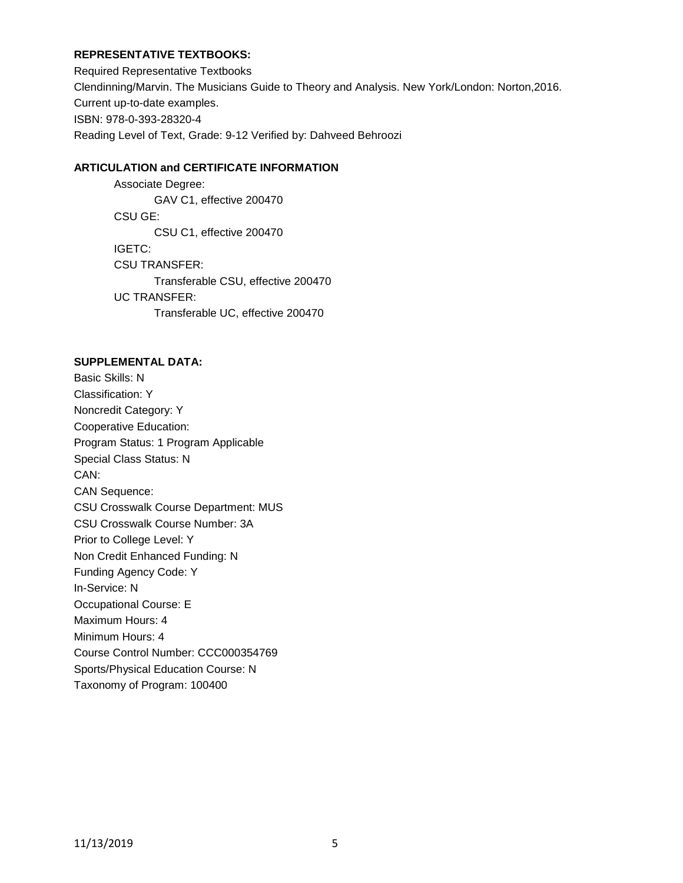**REPRESENTATIVE TEXTBOOKS:**

Required Representative Textbooks

Clendinning/Marvin. The Musicians Guide to Theory and Analysis. New York/London: Norton,2016.

Current up-to-date examples.

ISBN: 978-0-393-28320-4

Reading Level of Text, Grade: 9-12 Verified by: Dahveed Behroozi

**ARTICULATION and CERTIFICATE INFORMATION**

Associate Degree:

GAV C1, effective 200470

CSU GE:

CSU C1, effective 200470

IGETC:

CSU TRANSFER:

Transferable CSU, effective 200470

UC TRANSFER:

Transferable UC, effective 200470

**SUPPLEMENTAL DATA:**

Basic Skills: N

Classification: Y

Noncredit Category: Y

Cooperative Education:

Program Status: 1 Program Applicable

Special Class Status: N

CAN:

CAN Sequence:

CSU Crosswalk Course Department: MUS

CSU Crosswalk Course Number: 3A

Prior to College Level: Y

Non Credit Enhanced Funding: N

Funding Agency Code: Y

In-Service: N

Occupational Course: E

Maximum Hours: 4

Minimum Hours: 4

Course Control Number: CCC000354769

Sports/Physical Education Course: N

Taxonomy of Program: 100400